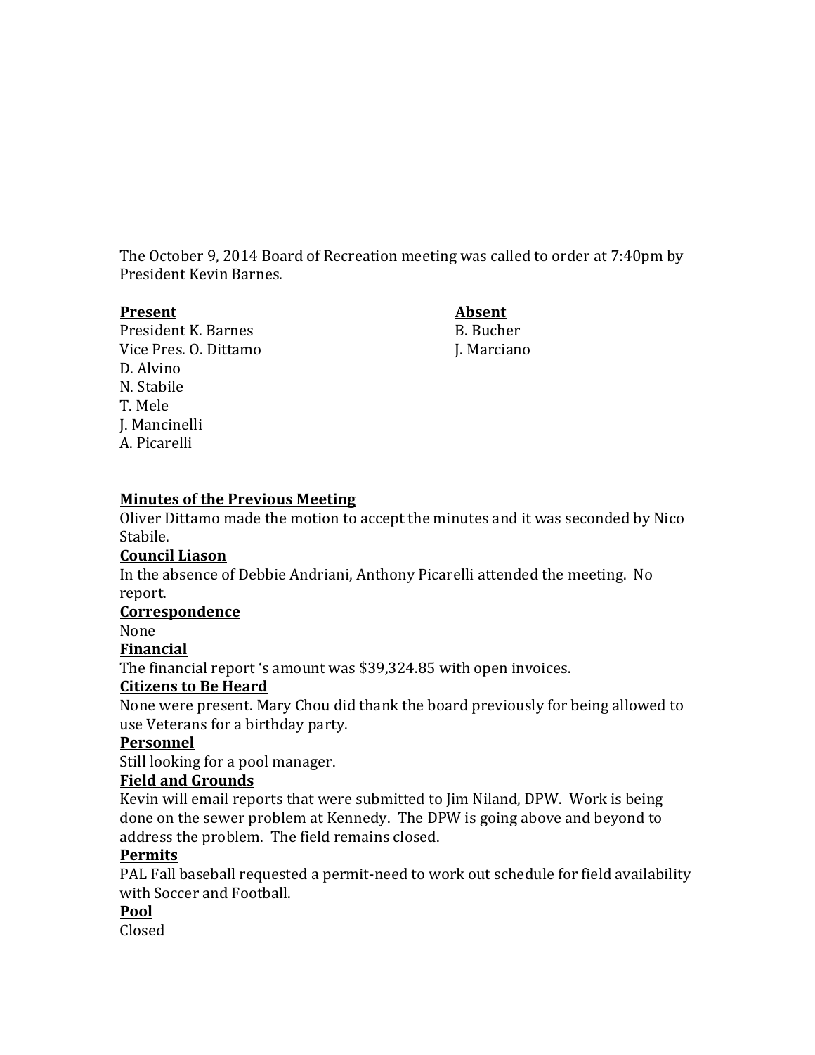The October 9, 2014 Board of Recreation meeting was called to order at 7:40pm by President Kevin Barnes.

**Present**
President K. Barnes
Vice Pres. O. Dittamo
D. Alvino
N. Stabile
T. Mele
J. Mancinelli
A. Picarelli

**Absent**
B. Bucher
J. Marciano

**Minutes of the Previous Meeting**
Oliver Dittamo made the motion to accept the minutes and it was seconded by Nico Stabile.

**Council Liason**
In the absence of Debbie Andriani, Anthony Picarelli attended the meeting. No report.

**Correspondence**
None

**Financial**
The financial report 's amount was $39,324.85 with open invoices.

**Citizens to Be Heard**
None were present. Mary Chou did thank the board previously for being allowed to use Veterans for a birthday party.

**Personnel**
Still looking for a pool manager.

**Field and Grounds**
Kevin will email reports that were submitted to Jim Niland, DPW. Work is being done on the sewer problem at Kennedy. The DPW is going above and beyond to address the problem. The field remains closed.

**Permits**
PAL Fall baseball requested a permit-need to work out schedule for field availability with Soccer and Football.

**Pool**
Closed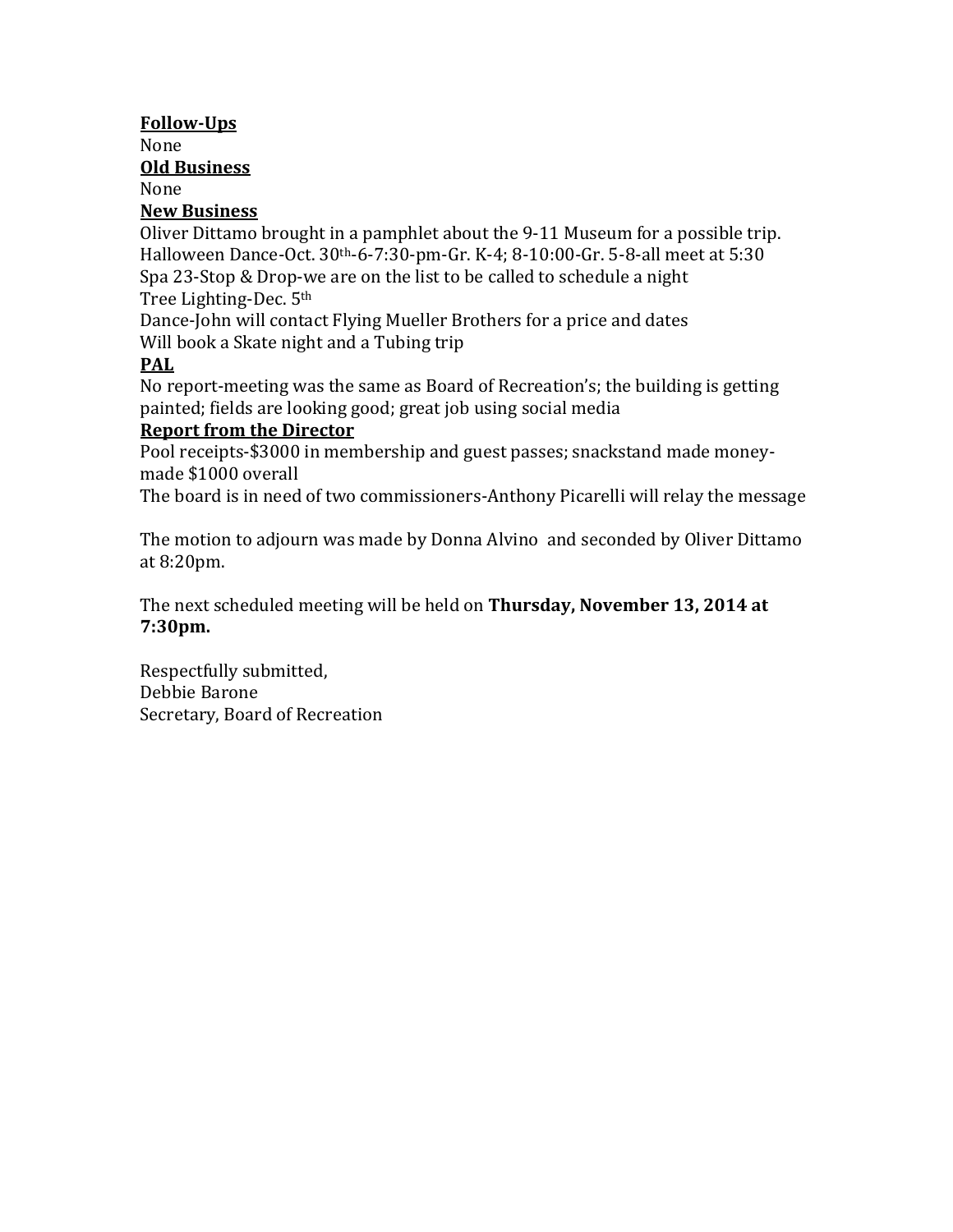**Follow-Ups**

None

**Old Business**

None

**New Business**

Oliver Dittamo brought in a pamphlet about the 9-11 Museum for a possible trip.
Halloween Dance-Oct. 30th-6-7:30-pm-Gr. K-4; 8-10:00-Gr. 5-8-all meet at 5:30
Spa 23-Stop & Drop-we are on the list to be called to schedule a night
Tree Lighting-Dec. 5th
Dance-John will contact Flying Mueller Brothers for a price and dates
Will book a Skate night and a Tubing trip

**PAL**

No report-meeting was the same as Board of Recreation's; the building is getting painted; fields are looking good; great job using social media

**Report from the Director**

Pool receipts-$3000 in membership and guest passes; snackstand made money-made $1000 overall
The board is in need of two commissioners-Anthony Picarelli will relay the message

The motion to adjourn was made by Donna Alvino and seconded by Oliver Dittamo at 8:20pm.

The next scheduled meeting will be held on **Thursday, November 13, 2014 at 7:30pm.**

Respectfully submitted,
Debbie Barone
Secretary, Board of Recreation